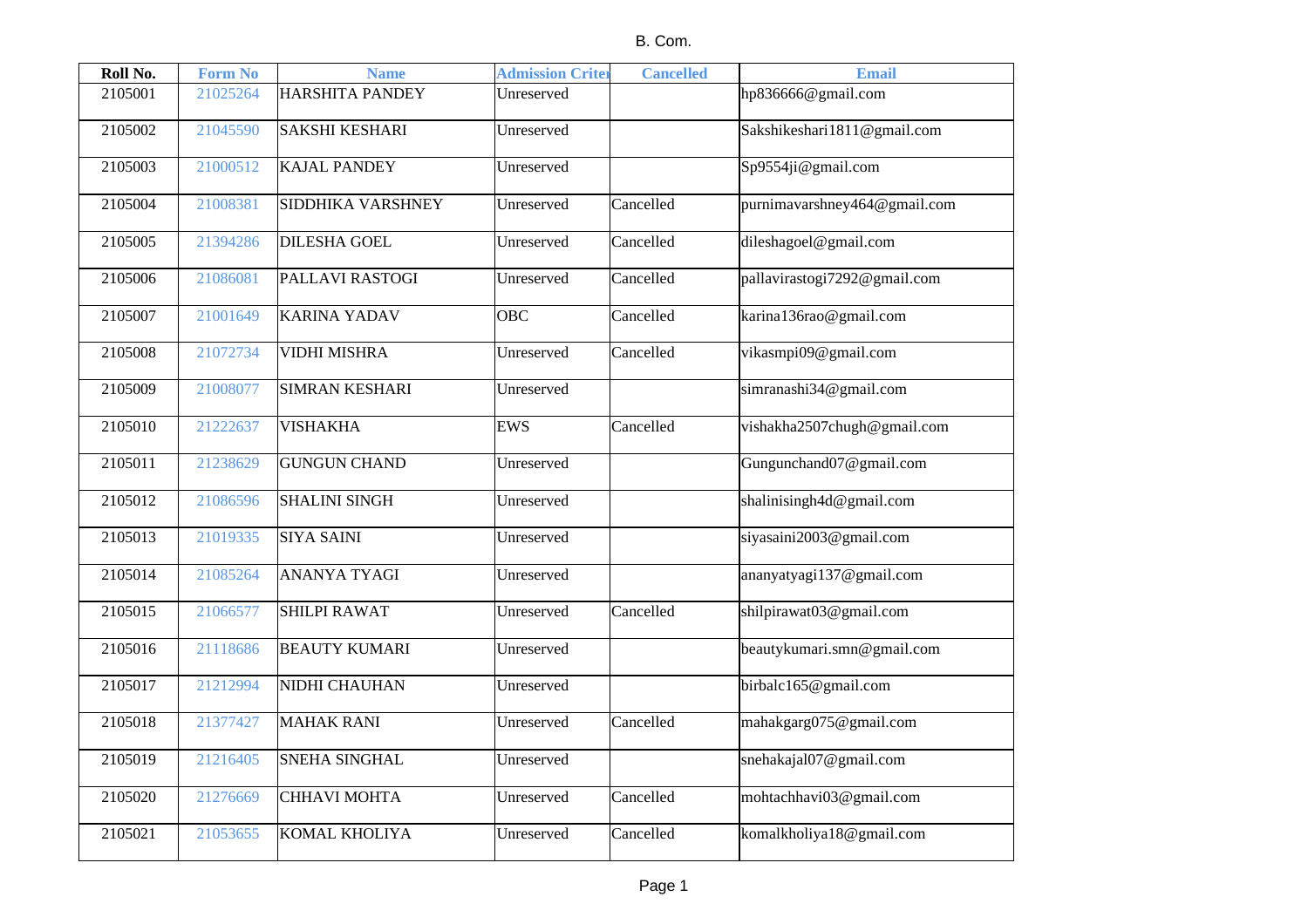B. Com.

| Roll No. | Form No | Name | Admission Criter | Cancelled | Email |
|---|---|---|---|---|---|
| 2105001 | 21025264 | HARSHITA PANDEY | Unreserved | | hp836666@gmail.com |
| 2105002 | 21045590 | SAKSHI KESHARI | Unreserved | | Sakshikeshari1811@gmail.com |
| 2105003 | 21000512 | KAJAL PANDEY | Unreserved | | Sp9554ji@gmail.com |
| 2105004 | 21008381 | SIDDHIKA VARSHNEY | Unreserved | Cancelled | purnimavarshney464@gmail.com |
| 2105005 | 21394286 | DILESHA GOEL | Unreserved | Cancelled | dileshagoel@gmail.com |
| 2105006 | 21086081 | PALLAVI RASTOGI | Unreserved | Cancelled | pallavirastogi7292@gmail.com |
| 2105007 | 21001649 | KARINA YADAV | OBC | Cancelled | karina136rao@gmail.com |
| 2105008 | 21072734 | VIDHI MISHRA | Unreserved | Cancelled | vikasmpi09@gmail.com |
| 2105009 | 21008077 | SIMRAN KESHARI | Unreserved | | simranashi34@gmail.com |
| 2105010 | 21222637 | VISHAKHA | EWS | Cancelled | vishakha2507chugh@gmail.com |
| 2105011 | 21238629 | GUNGUN CHAND | Unreserved | | Gungunchand07@gmail.com |
| 2105012 | 21086596 | SHALINI SINGH | Unreserved | | shalinisingh4d@gmail.com |
| 2105013 | 21019335 | SIYA SAINI | Unreserved | | siyasaini2003@gmail.com |
| 2105014 | 21085264 | ANANYA TYAGI | Unreserved | | ananyatyagi137@gmail.com |
| 2105015 | 21066577 | SHILPI RAWAT | Unreserved | Cancelled | shilpirawat03@gmail.com |
| 2105016 | 21118686 | BEAUTY KUMARI | Unreserved | | beautykumari.smn@gmail.com |
| 2105017 | 21212994 | NIDHI CHAUHAN | Unreserved | | birbalc165@gmail.com |
| 2105018 | 21377427 | MAHAK RANI | Unreserved | Cancelled | mahakgarg075@gmail.com |
| 2105019 | 21216405 | SNEHA SINGHAL | Unreserved | | snehakajal07@gmail.com |
| 2105020 | 21276669 | CHHAVI MOHTA | Unreserved | Cancelled | mohtachhavi03@gmail.com |
| 2105021 | 21053655 | KOMAL KHOLIYA | Unreserved | Cancelled | komalkholiya18@gmail.com |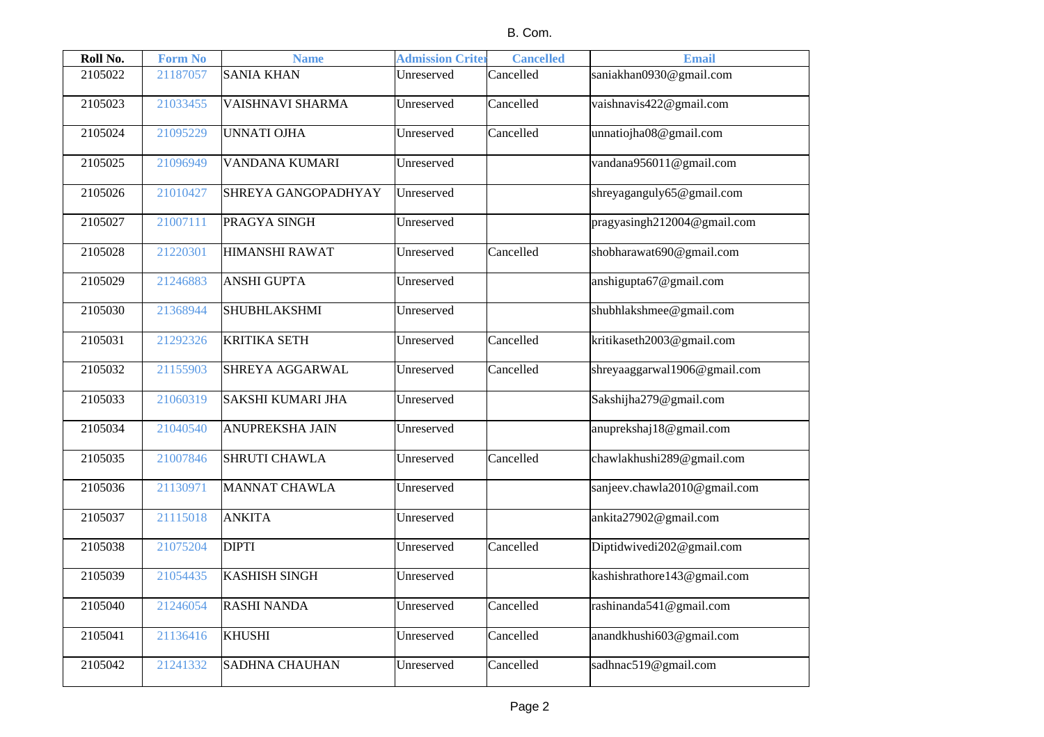B. Com.

| Roll No. | Form No | Name | Admission Criter | Cancelled | Email |
|---|---|---|---|---|---|
| 2105022 | 21187057 | SANIA KHAN | Unreserved | Cancelled | saniakhan0930@gmail.com |
| 2105023 | 21033455 | VAISHNAVI SHARMA | Unreserved | Cancelled | vaishnavis422@gmail.com |
| 2105024 | 21095229 | UNNATI OJHA | Unreserved | Cancelled | unnatiojha08@gmail.com |
| 2105025 | 21096949 | VANDANA KUMARI | Unreserved | | vandana956011@gmail.com |
| 2105026 | 21010427 | SHREYA GANGOPADHYAY | Unreserved | | shreyaganguly65@gmail.com |
| 2105027 | 21007111 | PRAGYA SINGH | Unreserved | | pragyasingh212004@gmail.com |
| 2105028 | 21220301 | HIMANSHI RAWAT | Unreserved | Cancelled | shobharawat690@gmail.com |
| 2105029 | 21246883 | ANSHI GUPTA | Unreserved | | anshigupta67@gmail.com |
| 2105030 | 21368944 | SHUBHLAKSHMI | Unreserved | | shubhlakshmee@gmail.com |
| 2105031 | 21292326 | KRITIKA SETH | Unreserved | Cancelled | kritikaseth2003@gmail.com |
| 2105032 | 21155903 | SHREYA AGGARWAL | Unreserved | Cancelled | shreyaaggarwal1906@gmail.com |
| 2105033 | 21060319 | SAKSHI KUMARI JHA | Unreserved | | Sakshijha279@gmail.com |
| 2105034 | 21040540 | ANUPREKSHA JAIN | Unreserved | | anuprekshaj18@gmail.com |
| 2105035 | 21007846 | SHRUTI CHAWLA | Unreserved | Cancelled | chawlakhushi289@gmail.com |
| 2105036 | 21130971 | MANNAT CHAWLA | Unreserved | | sanjeev.chawla2010@gmail.com |
| 2105037 | 21115018 | ANKITA | Unreserved | | ankita27902@gmail.com |
| 2105038 | 21075204 | DIPTI | Unreserved | Cancelled | Diptidwivedi202@gmail.com |
| 2105039 | 21054435 | KASHISH SINGH | Unreserved | | kashishrathore143@gmail.com |
| 2105040 | 21246054 | RASHI NANDA | Unreserved | Cancelled | rashinanda541@gmail.com |
| 2105041 | 21136416 | KHUSHI | Unreserved | Cancelled | anandkhushi603@gmail.com |
| 2105042 | 21241332 | SADHNA CHAUHAN | Unreserved | Cancelled | sadhnac519@gmail.com |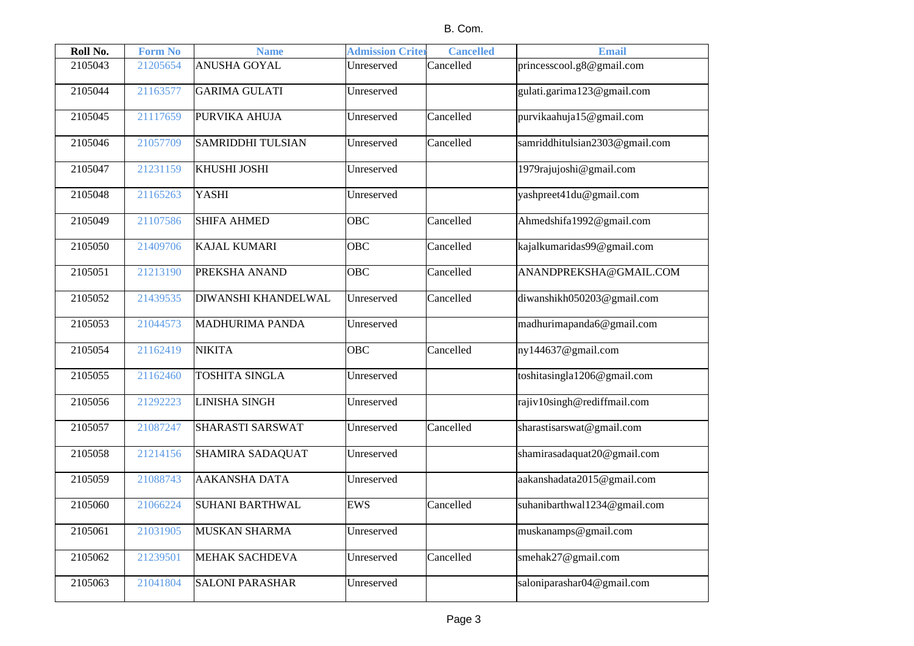B. Com.

| Roll No. | Form No | Name | Admission Criter | Cancelled | Email |
|---|---|---|---|---|---|
| 2105043 | 21205654 | ANUSHA GOYAL | Unreserved | Cancelled | princesscool.g8@gmail.com |
| 2105044 | 21163577 | GARIMA GULATI | Unreserved | | gulati.garima123@gmail.com |
| 2105045 | 21117659 | PURVIKA AHUJA | Unreserved | Cancelled | purvikaahuja15@gmail.com |
| 2105046 | 21057709 | SAMRIDDHI TULSIAN | Unreserved | Cancelled | samriddhitulsian2303@gmail.com |
| 2105047 | 21231159 | KHUSHI JOSHI | Unreserved | | 1979rajujoshi@gmail.com |
| 2105048 | 21165263 | YASHI | Unreserved | | yashpreet41du@gmail.com |
| 2105049 | 21107586 | SHIFA AHMED | OBC | Cancelled | Ahmedshifa1992@gmail.com |
| 2105050 | 21409706 | KAJAL KUMARI | OBC | Cancelled | kajalkumaridas99@gmail.com |
| 2105051 | 21213190 | PREKSHA ANAND | OBC | Cancelled | ANANDPREKSHA@GMAIL.COM |
| 2105052 | 21439535 | DIWANSHI KHANDELWAL | Unreserved | Cancelled | diwanshikh050203@gmail.com |
| 2105053 | 21044573 | MADHURIMA PANDA | Unreserved | | madhurimapanda6@gmail.com |
| 2105054 | 21162419 | NIKITA | OBC | Cancelled | ny144637@gmail.com |
| 2105055 | 21162460 | TOSHITA SINGLA | Unreserved | | toshitasingla1206@gmail.com |
| 2105056 | 21292223 | LINISHA SINGH | Unreserved | | rajiv10singh@rediffmail.com |
| 2105057 | 21087247 | SHARASTI SARSWAT | Unreserved | Cancelled | sharastisarswat@gmail.com |
| 2105058 | 21214156 | SHAMIRA SADAQUAT | Unreserved | | shamirasadaquat20@gmail.com |
| 2105059 | 21088743 | AAKANSHA DATA | Unreserved | | aakanshadata2015@gmail.com |
| 2105060 | 21066224 | SUHANI BARTHWAL | EWS | Cancelled | suhanibarthwal1234@gmail.com |
| 2105061 | 21031905 | MUSKAN SHARMA | Unreserved | | muskanamps@gmail.com |
| 2105062 | 21239501 | MEHAK SACHDEVA | Unreserved | Cancelled | smehak27@gmail.com |
| 2105063 | 21041804 | SALONI PARASHAR | Unreserved | | saloniparashar04@gmail.com |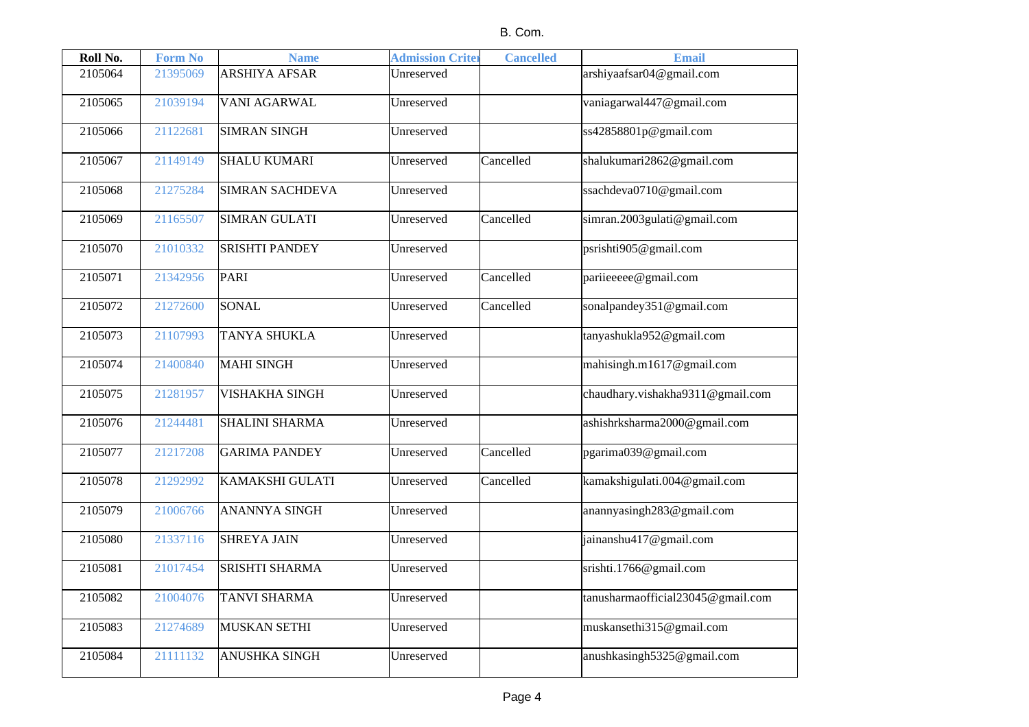B. Com.

| Roll No. | Form No | Name | Admission Criter | Cancelled | Email |
|---|---|---|---|---|---|
| 2105064 | 21395069 | ARSHIYA AFSAR | Unreserved | | arshiyaafsar04@gmail.com |
| 2105065 | 21039194 | VANI AGARWAL | Unreserved | | vaniagarwal447@gmail.com |
| 2105066 | 21122681 | SIMRAN SINGH | Unreserved | | ss42858801p@gmail.com |
| 2105067 | 21149149 | SHALU KUMARI | Unreserved | Cancelled | shalukumari2862@gmail.com |
| 2105068 | 21275284 | SIMRAN SACHDEVA | Unreserved | | ssachdeva0710@gmail.com |
| 2105069 | 21165507 | SIMRAN GULATI | Unreserved | Cancelled | simran.2003gulati@gmail.com |
| 2105070 | 21010332 | SRISHTI PANDEY | Unreserved | | psrishti905@gmail.com |
| 2105071 | 21342956 | PARI | Unreserved | Cancelled | pariieeeee@gmail.com |
| 2105072 | 21272600 | SONAL | Unreserved | Cancelled | sonalpandey351@gmail.com |
| 2105073 | 21107993 | TANYA SHUKLA | Unreserved | | tanyashukla952@gmail.com |
| 2105074 | 21400840 | MAHI SINGH | Unreserved | | mahisingh.m1617@gmail.com |
| 2105075 | 21281957 | VISHAKHA SINGH | Unreserved | | chaudhary.vishakha9311@gmail.com |
| 2105076 | 21244481 | SHALINI SHARMA | Unreserved | | ashishrksharma2000@gmail.com |
| 2105077 | 21217208 | GARIMA PANDEY | Unreserved | Cancelled | pgarima039@gmail.com |
| 2105078 | 21292992 | KAMAKSHI GULATI | Unreserved | Cancelled | kamakshigulati.004@gmail.com |
| 2105079 | 21006766 | ANANNYA SINGH | Unreserved | | anannyasingh283@gmail.com |
| 2105080 | 21337116 | SHREYA JAIN | Unreserved | | jainanshu417@gmail.com |
| 2105081 | 21017454 | SRISHTI SHARMA | Unreserved | | srishti.1766@gmail.com |
| 2105082 | 21004076 | TANVI SHARMA | Unreserved | | tanusharmaofficial23045@gmail.com |
| 2105083 | 21274689 | MUSKAN SETHI | Unreserved | | muskansethi315@gmail.com |
| 2105084 | 21111132 | ANUSHKA SINGH | Unreserved | | anushkasingh5325@gmail.com |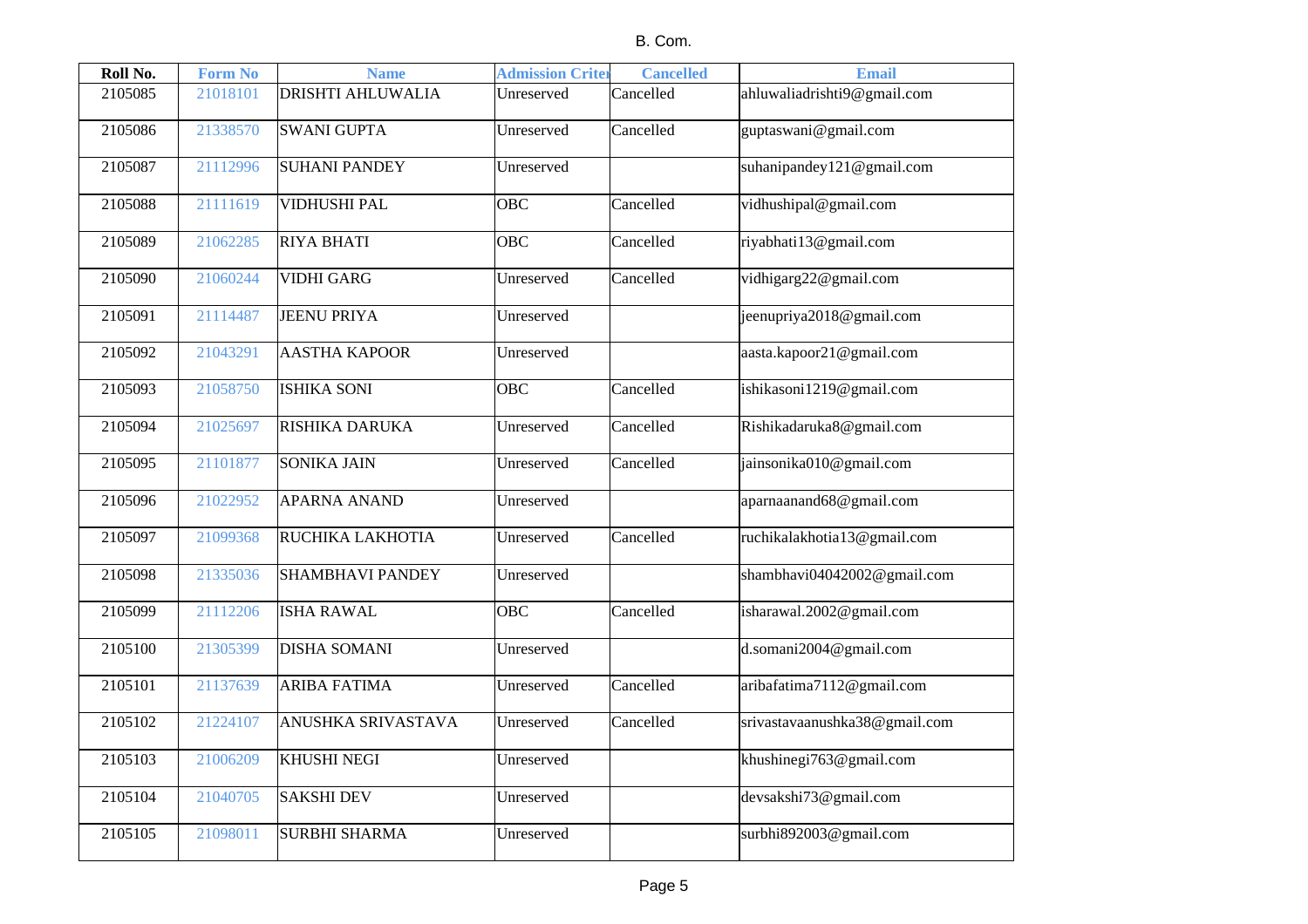B. Com.

| Roll No. | Form No | Name | Admission Criter | Cancelled | Email |
|---|---|---|---|---|---|
| 2105085 | 21018101 | DRISHTI AHLUWALIA | Unreserved | Cancelled | ahluwaliadrishti9@gmail.com |
| 2105086 | 21338570 | SWANI GUPTA | Unreserved | Cancelled | guptaswani@gmail.com |
| 2105087 | 21112996 | SUHANI PANDEY | Unreserved | | suhanipandey121@gmail.com |
| 2105088 | 21111619 | VIDHUSHI PAL | OBC | Cancelled | vidhushipal@gmail.com |
| 2105089 | 21062285 | RIYA BHATI | OBC | Cancelled | riyabhati13@gmail.com |
| 2105090 | 21060244 | VIDHI GARG | Unreserved | Cancelled | vidhigarg22@gmail.com |
| 2105091 | 21114487 | JEENU PRIYA | Unreserved | | jeenupriya2018@gmail.com |
| 2105092 | 21043291 | AASTHA KAPOOR | Unreserved | | aasta.kapoor21@gmail.com |
| 2105093 | 21058750 | ISHIKA SONI | OBC | Cancelled | ishikasoni1219@gmail.com |
| 2105094 | 21025697 | RISHIKA DARUKA | Unreserved | Cancelled | Rishikadaruka8@gmail.com |
| 2105095 | 21101877 | SONIKA JAIN | Unreserved | Cancelled | jainsonika010@gmail.com |
| 2105096 | 21022952 | APARNA ANAND | Unreserved | | aparnaanand68@gmail.com |
| 2105097 | 21099368 | RUCHIKA LAKHOTIA | Unreserved | Cancelled | ruchikalakhotia13@gmail.com |
| 2105098 | 21335036 | SHAMBHAVI PANDEY | Unreserved | | shambhavi04042002@gmail.com |
| 2105099 | 21112206 | ISHA RAWAL | OBC | Cancelled | isharawal.2002@gmail.com |
| 2105100 | 21305399 | DISHA SOMANI | Unreserved | | d.somani2004@gmail.com |
| 2105101 | 21137639 | ARIBA FATIMA | Unreserved | Cancelled | aribafatima7112@gmail.com |
| 2105102 | 21224107 | ANUSHKA SRIVASTAVA | Unreserved | Cancelled | srivastavaanushka38@gmail.com |
| 2105103 | 21006209 | KHUSHI NEGI | Unreserved | | khushinegi763@gmail.com |
| 2105104 | 21040705 | SAKSHI DEV | Unreserved | | devsakshi73@gmail.com |
| 2105105 | 21098011 | SURBHI SHARMA | Unreserved | | surbhi892003@gmail.com |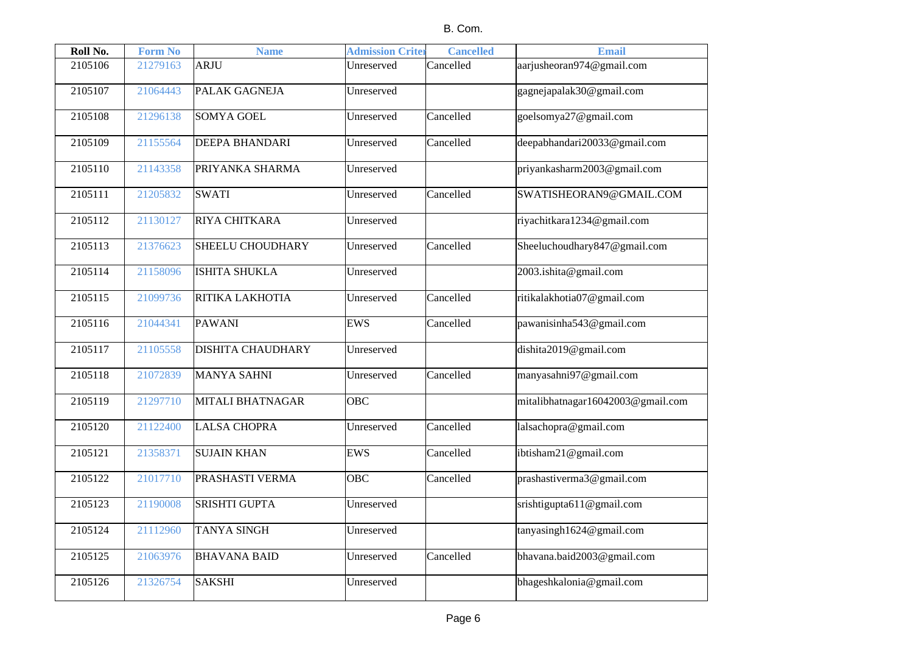B. Com.

| Roll No. | Form No | Name | Admission Criter | Cancelled | Email |
|---|---|---|---|---|---|
| 2105106 | 21279163 | ARJU | Unreserved | Cancelled | aarjusheoran974@gmail.com |
| 2105107 | 21064443 | PALAK GAGNEJA | Unreserved | | gagnejapalak30@gmail.com |
| 2105108 | 21296138 | SOMYA GOEL | Unreserved | Cancelled | goelsomya27@gmail.com |
| 2105109 | 21155564 | DEEPA BHANDARI | Unreserved | Cancelled | deepabhandari20033@gmail.com |
| 2105110 | 21143358 | PRIYANKA SHARMA | Unreserved | | priyankasharm2003@gmail.com |
| 2105111 | 21205832 | SWATI | Unreserved | Cancelled | SWATISHEORAN9@GMAIL.COM |
| 2105112 | 21130127 | RIYA CHITKARA | Unreserved | | riyachitkara1234@gmail.com |
| 2105113 | 21376623 | SHEELU CHOUDHARY | Unreserved | Cancelled | Sheeluchoudhary847@gmail.com |
| 2105114 | 21158096 | ISHITA SHUKLA | Unreserved | | 2003.ishita@gmail.com |
| 2105115 | 21099736 | RITIKA LAKHOTIA | Unreserved | Cancelled | ritikalakhotia07@gmail.com |
| 2105116 | 21044341 | PAWANI | EWS | Cancelled | pawanisinha543@gmail.com |
| 2105117 | 21105558 | DISHITA CHAUDHARY | Unreserved | | dishita2019@gmail.com |
| 2105118 | 21072839 | MANYA SAHNI | Unreserved | Cancelled | manyasahni97@gmail.com |
| 2105119 | 21297710 | MITALI BHATNAGAR | OBC | | mitalibhatnagar16042003@gmail.com |
| 2105120 | 21122400 | LALSA CHOPRA | Unreserved | Cancelled | lalsachopra@gmail.com |
| 2105121 | 21358371 | SUJAIN KHAN | EWS | Cancelled | ibtisham21@gmail.com |
| 2105122 | 21017710 | PRASHASTI VERMA | OBC | Cancelled | prashastiverma3@gmail.com |
| 2105123 | 21190008 | SRISHTI GUPTA | Unreserved | | srishtigupta611@gmail.com |
| 2105124 | 21112960 | TANYA SINGH | Unreserved | | tanyasingh1624@gmail.com |
| 2105125 | 21063976 | BHAVANA BAID | Unreserved | Cancelled | bhavana.baid2003@gmail.com |
| 2105126 | 21326754 | SAKSHI | Unreserved | | bhageshkalonia@gmail.com |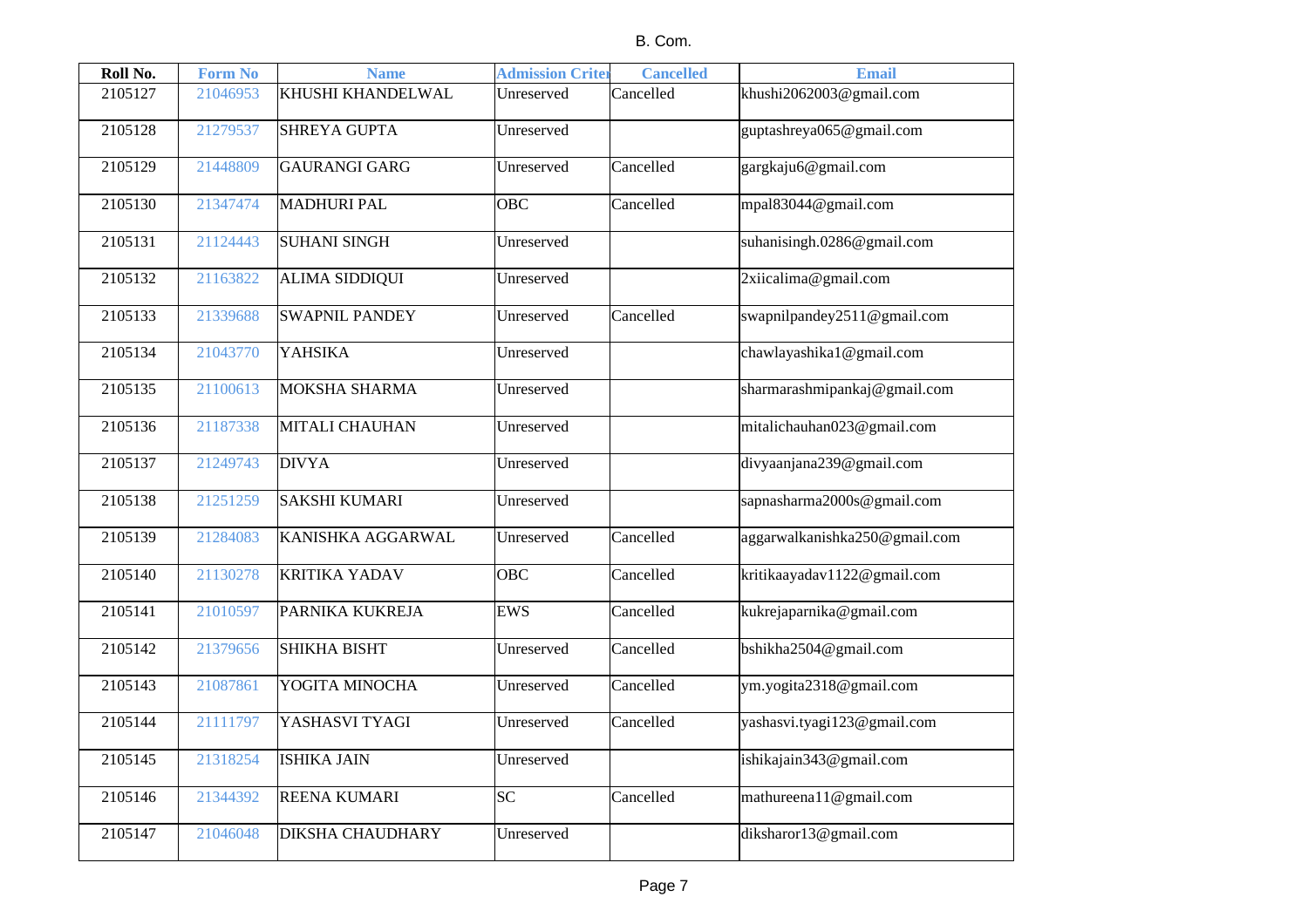B. Com.

| Roll No. | Form No | Name | Admission Criter | Cancelled | Email |
|---|---|---|---|---|---|
| 2105127 | 21046953 | KHUSHI KHANDELWAL | Unreserved | Cancelled | khushi2062003@gmail.com |
| 2105128 | 21279537 | SHREYA GUPTA | Unreserved | | guptashreya065@gmail.com |
| 2105129 | 21448809 | GAURANGI GARG | Unreserved | Cancelled | gargkaju6@gmail.com |
| 2105130 | 21347474 | MADHURI PAL | OBC | Cancelled | mpal83044@gmail.com |
| 2105131 | 21124443 | SUHANI SINGH | Unreserved | | suhanisingh.0286@gmail.com |
| 2105132 | 21163822 | ALIMA SIDDIQUI | Unreserved | | 2xiicalima@gmail.com |
| 2105133 | 21339688 | SWAPNIL PANDEY | Unreserved | Cancelled | swapnilpandey2511@gmail.com |
| 2105134 | 21043770 | YAHSIKA | Unreserved | | chawlayashika1@gmail.com |
| 2105135 | 21100613 | MOKSHA SHARMA | Unreserved | | sharmarashmipankaj@gmail.com |
| 2105136 | 21187338 | MITALI CHAUHAN | Unreserved | | mitalichauhan023@gmail.com |
| 2105137 | 21249743 | DIVYA | Unreserved | | divyaanjana239@gmail.com |
| 2105138 | 21251259 | SAKSHI KUMARI | Unreserved | | sapnasharma2000s@gmail.com |
| 2105139 | 21284083 | KANISHKA AGGARWAL | Unreserved | Cancelled | aggarwalkanishka250@gmail.com |
| 2105140 | 21130278 | KRITIKA YADAV | OBC | Cancelled | kritikaayadav1122@gmail.com |
| 2105141 | 21010597 | PARNIKA KUKREJA | EWS | Cancelled | kukrejaparnika@gmail.com |
| 2105142 | 21379656 | SHIKHA BISHT | Unreserved | Cancelled | bshikha2504@gmail.com |
| 2105143 | 21087861 | YOGITA MINOCHA | Unreserved | Cancelled | ym.yogita2318@gmail.com |
| 2105144 | 21111797 | YASHASVI TYAGI | Unreserved | Cancelled | yashasvi.tyagi123@gmail.com |
| 2105145 | 21318254 | ISHIKA JAIN | Unreserved | | ishikajain343@gmail.com |
| 2105146 | 21344392 | REENA KUMARI | SC | Cancelled | mathureena11@gmail.com |
| 2105147 | 21046048 | DIKSHA CHAUDHARY | Unreserved | | diksharor13@gmail.com |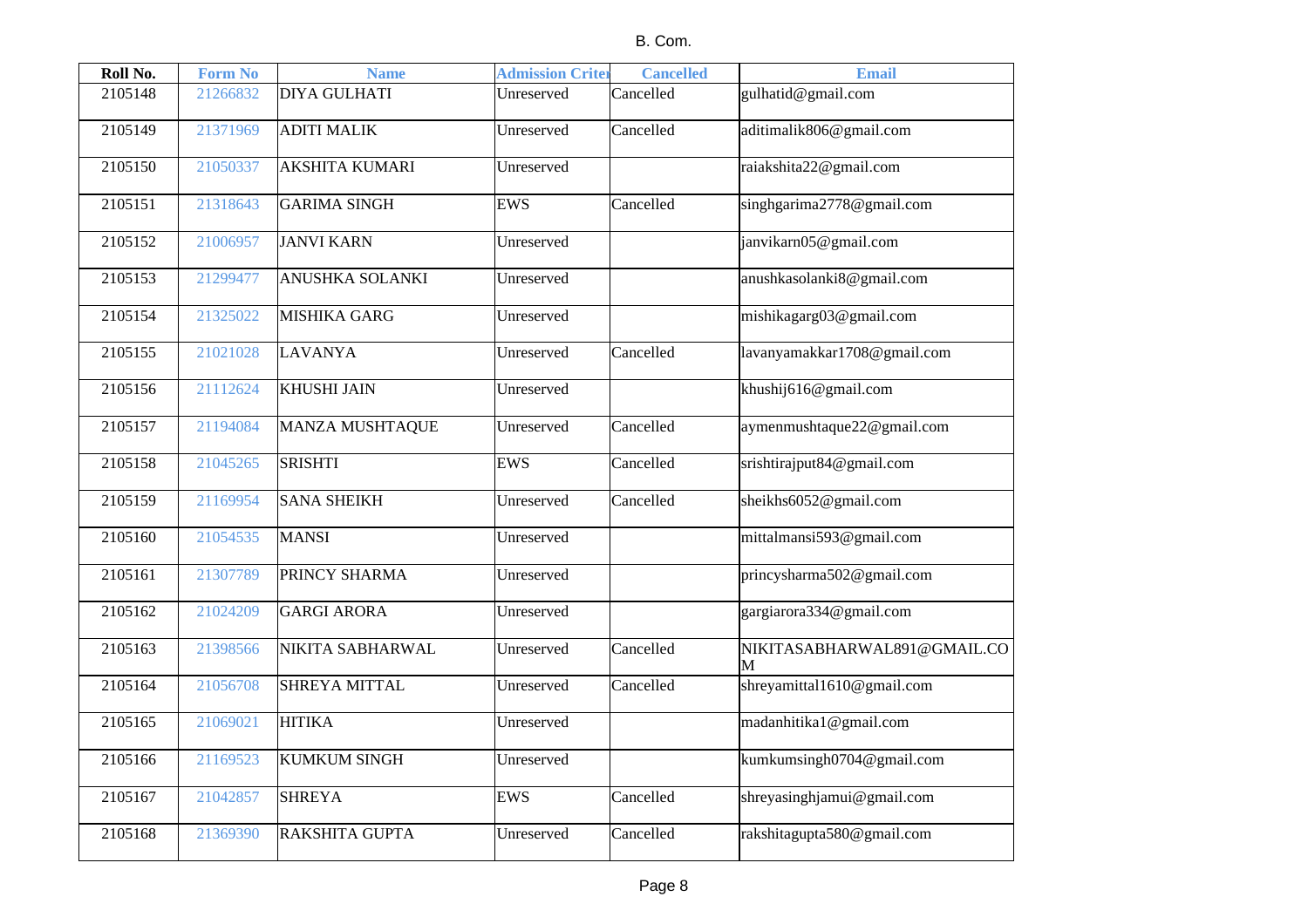B. Com.

| Roll No. | Form No | Name | Admission Criter | Cancelled | Email |
|---|---|---|---|---|---|
| 2105148 | 21266832 | DIYA GULHATI | Unreserved | Cancelled | gulhatid@gmail.com |
| 2105149 | 21371969 | ADITI MALIK | Unreserved | Cancelled | aditimalik806@gmail.com |
| 2105150 | 21050337 | AKSHITA KUMARI | Unreserved | | raiakshita22@gmail.com |
| 2105151 | 21318643 | GARIMA SINGH | EWS | Cancelled | singhgarima2778@gmail.com |
| 2105152 | 21006957 | JANVI KARN | Unreserved | | janvikarn05@gmail.com |
| 2105153 | 21299477 | ANUSHKA SOLANKI | Unreserved | | anushkasolanki8@gmail.com |
| 2105154 | 21325022 | MISHIKA GARG | Unreserved | | mishikagarg03@gmail.com |
| 2105155 | 21021028 | LAVANYA | Unreserved | Cancelled | lavanyamakkar1708@gmail.com |
| 2105156 | 21112624 | KHUSHI JAIN | Unreserved | | khushij616@gmail.com |
| 2105157 | 21194084 | MANZA MUSHTAQUE | Unreserved | Cancelled | aymenmushtaque22@gmail.com |
| 2105158 | 21045265 | SRISHTI | EWS | Cancelled | srishtirajput84@gmail.com |
| 2105159 | 21169954 | SANA SHEIKH | Unreserved | Cancelled | sheikhs6052@gmail.com |
| 2105160 | 21054535 | MANSI | Unreserved | | mittalmansi593@gmail.com |
| 2105161 | 21307789 | PRINCY SHARMA | Unreserved | | princysharma502@gmail.com |
| 2105162 | 21024209 | GARGI ARORA | Unreserved | | gargiarora334@gmail.com |
| 2105163 | 21398566 | NIKITA SABHARWAL | Unreserved | Cancelled | NIKITASABHARWAL891@GMAIL.COM |
| 2105164 | 21056708 | SHREYA MITTAL | Unreserved | Cancelled | shreyamittal1610@gmail.com |
| 2105165 | 21069021 | HITIKA | Unreserved | | madanhitika1@gmail.com |
| 2105166 | 21169523 | KUMKUM SINGH | Unreserved | | kumkumsingh0704@gmail.com |
| 2105167 | 21042857 | SHREYA | EWS | Cancelled | shreyasinghjamui@gmail.com |
| 2105168 | 21369390 | RAKSHITA GUPTA | Unreserved | Cancelled | rakshitagupta580@gmail.com |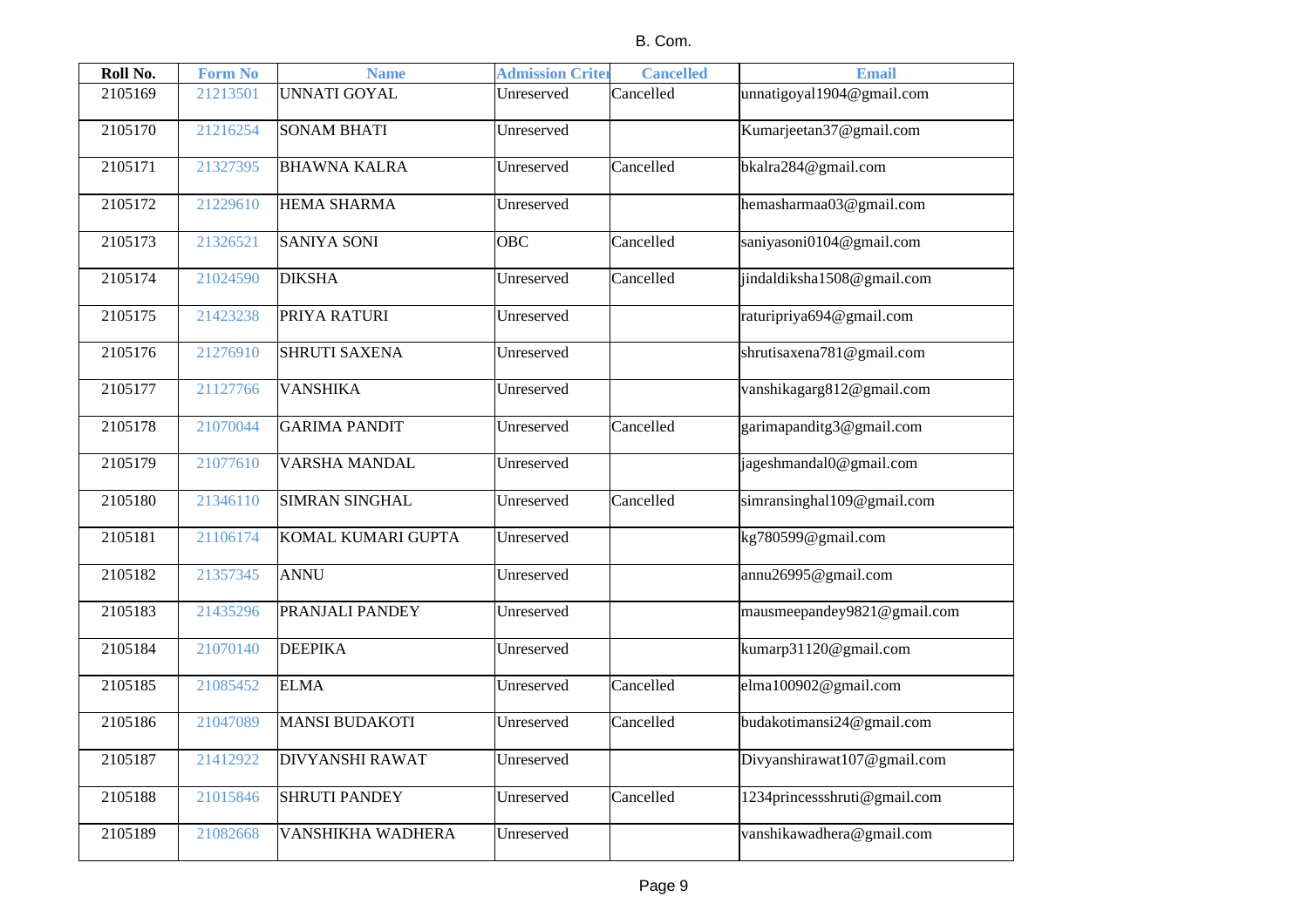B. Com.

| Roll No. | Form No | Name | Admission Criter | Cancelled | Email |
|---|---|---|---|---|---|
| 2105169 | 21213501 | UNNATI GOYAL | Unreserved | Cancelled | unnatigoyal1904@gmail.com |
| 2105170 | 21216254 | SONAM BHATI | Unreserved | | Kumarjeetan37@gmail.com |
| 2105171 | 21327395 | BHAWNA KALRA | Unreserved | Cancelled | bkalra284@gmail.com |
| 2105172 | 21229610 | HEMA SHARMA | Unreserved | | hemasharmaa03@gmail.com |
| 2105173 | 21326521 | SANIYA SONI | OBC | Cancelled | saniyasoni0104@gmail.com |
| 2105174 | 21024590 | DIKSHA | Unreserved | Cancelled | jindaldiksha1508@gmail.com |
| 2105175 | 21423238 | PRIYA RATURI | Unreserved | | raturipriya694@gmail.com |
| 2105176 | 21276910 | SHRUTI SAXENA | Unreserved | | shrutisaxena781@gmail.com |
| 2105177 | 21127766 | VANSHIKA | Unreserved | | vanshikagarg812@gmail.com |
| 2105178 | 21070044 | GARIMA PANDIT | Unreserved | Cancelled | garimapanditg3@gmail.com |
| 2105179 | 21077610 | VARSHA MANDAL | Unreserved | | jageshmandal0@gmail.com |
| 2105180 | 21346110 | SIMRAN SINGHAL | Unreserved | Cancelled | simransinghal109@gmail.com |
| 2105181 | 21106174 | KOMAL KUMARI GUPTA | Unreserved | | kg780599@gmail.com |
| 2105182 | 21357345 | ANNU | Unreserved | | annu26995@gmail.com |
| 2105183 | 21435296 | PRANJALI PANDEY | Unreserved | | mausmeepandey9821@gmail.com |
| 2105184 | 21070140 | DEEPIKA | Unreserved | | kumarp31120@gmail.com |
| 2105185 | 21085452 | ELMA | Unreserved | Cancelled | elma100902@gmail.com |
| 2105186 | 21047089 | MANSI BUDAKOTI | Unreserved | Cancelled | budakotimansi24@gmail.com |
| 2105187 | 21412922 | DIVYANSHI RAWAT | Unreserved | | Divyanshirawat107@gmail.com |
| 2105188 | 21015846 | SHRUTI PANDEY | Unreserved | Cancelled | 1234princessshruti@gmail.com |
| 2105189 | 21082668 | VANSHIKHA WADHERA | Unreserved | | vanshikawadhera@gmail.com |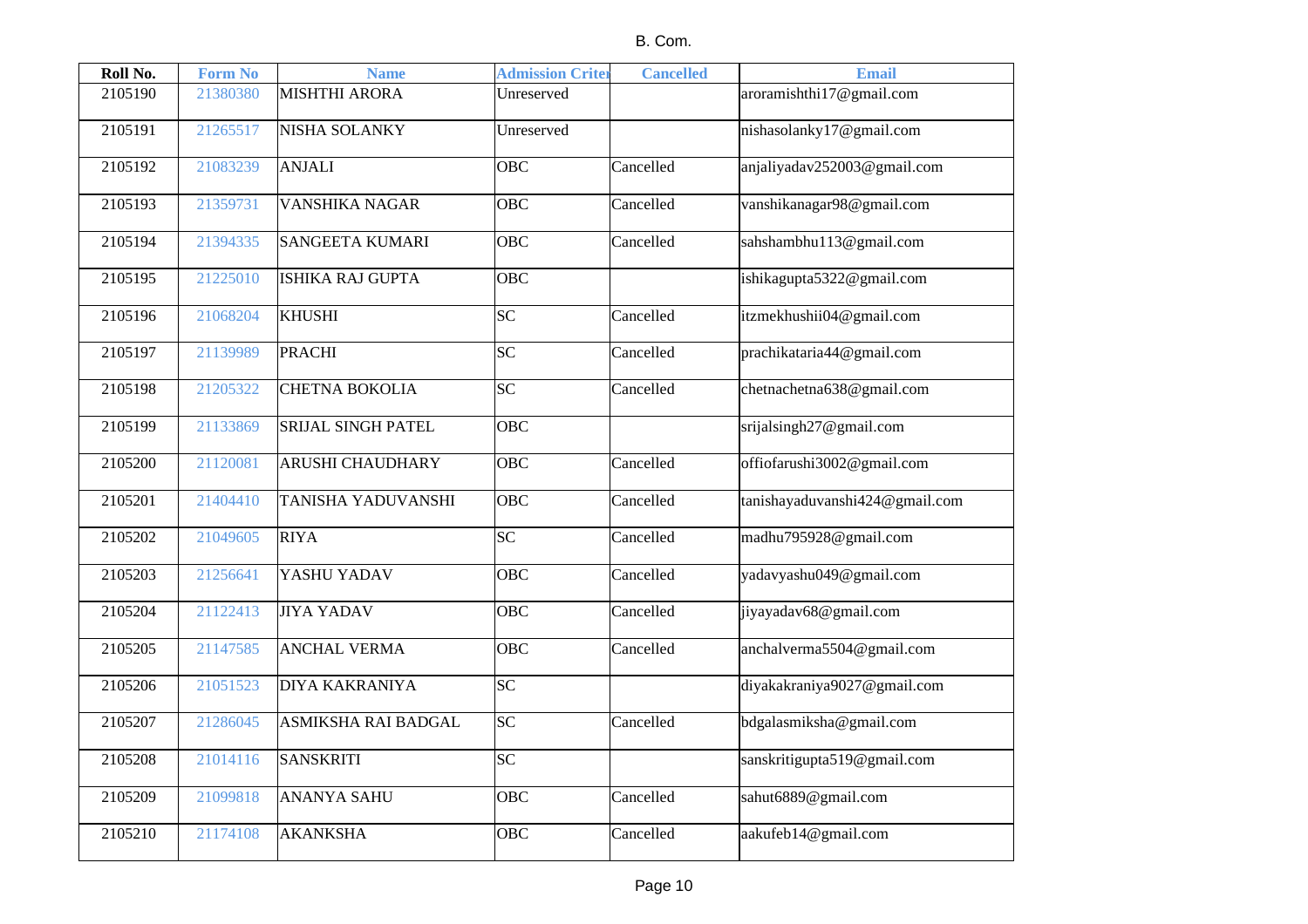B. Com.

| Roll No. | Form No | Name | Admission Criter | Cancelled | Email |
| --- | --- | --- | --- | --- | --- |
| 2105190 | 21380380 | MISHTHI ARORA | Unreserved | | aroramishthi17@gmail.com |
| 2105191 | 21265517 | NISHA SOLANKY | Unreserved | | nishasolanky17@gmail.com |
| 2105192 | 21083239 | ANJALI | OBC | Cancelled | anjaliyadav252003@gmail.com |
| 2105193 | 21359731 | VANSHIKA NAGAR | OBC | Cancelled | vanshikanagar98@gmail.com |
| 2105194 | 21394335 | SANGEETA KUMARI | OBC | Cancelled | sahshambhu113@gmail.com |
| 2105195 | 21225010 | ISHIKA RAJ GUPTA | OBC | | ishikagupta5322@gmail.com |
| 2105196 | 21068204 | KHUSHI | SC | Cancelled | itzmekhushii04@gmail.com |
| 2105197 | 21139989 | PRACHI | SC | Cancelled | prachikataria44@gmail.com |
| 2105198 | 21205322 | CHETNA BOKOLIA | SC | Cancelled | chetnachetna638@gmail.com |
| 2105199 | 21133869 | SRIJAL SINGH PATEL | OBC | | srijalsingh27@gmail.com |
| 2105200 | 21120081 | ARUSHI CHAUDHARY | OBC | Cancelled | offiofarushi3002@gmail.com |
| 2105201 | 21404410 | TANISHA YADUVANSHI | OBC | Cancelled | tanishayaduvanshi424@gmail.com |
| 2105202 | 21049605 | RIYA | SC | Cancelled | madhu795928@gmail.com |
| 2105203 | 21256641 | YASHU YADAV | OBC | Cancelled | yadavyashu049@gmail.com |
| 2105204 | 21122413 | JIYA YADAV | OBC | Cancelled | jiyayadav68@gmail.com |
| 2105205 | 21147585 | ANCHAL VERMA | OBC | Cancelled | anchalverma5504@gmail.com |
| 2105206 | 21051523 | DIYA KAKRANIYA | SC | | diyakakraniya9027@gmail.com |
| 2105207 | 21286045 | ASMIKSHA RAI BADGAL | SC | Cancelled | bdgalasmiksha@gmail.com |
| 2105208 | 21014116 | SANSKRITI | SC | | sanskritigupta519@gmail.com |
| 2105209 | 21099818 | ANANYA SAHU | OBC | Cancelled | sahut6889@gmail.com |
| 2105210 | 21174108 | AKANKSHA | OBC | Cancelled | aakufeb14@gmail.com |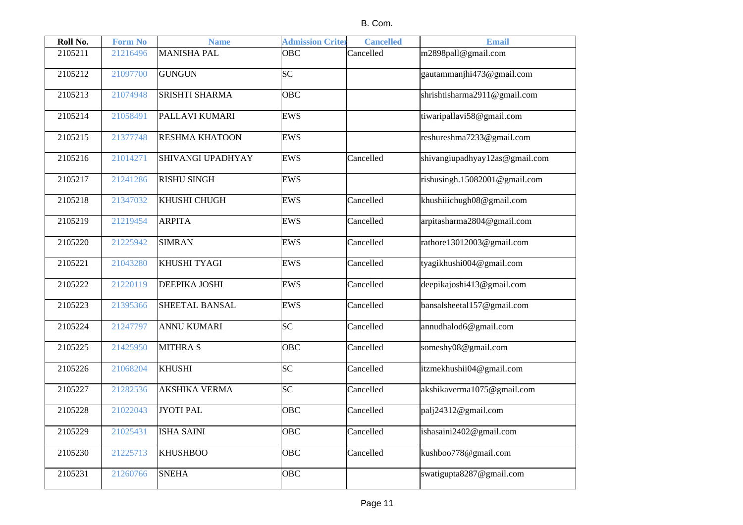B. Com.

| Roll No. | Form No | Name | Admission Criter | Cancelled | Email |
|---|---|---|---|---|---|
| 2105211 | 21216496 | MANISHA PAL | OBC | Cancelled | m2898pall@gmail.com |
| 2105212 | 21097700 | GUNGUN | SC | | gautammanjhi473@gmail.com |
| 2105213 | 21074948 | SRISHTI SHARMA | OBC | | shrishtisharma2911@gmail.com |
| 2105214 | 21058491 | PALLAVI KUMARI | EWS | | tiwaripallavi58@gmail.com |
| 2105215 | 21377748 | RESHMA KHATOON | EWS | | reshureshma7233@gmail.com |
| 2105216 | 21014271 | SHIVANGI UPADHYAY | EWS | Cancelled | shivangiupadhyay12as@gmail.com |
| 2105217 | 21241286 | RISHU SINGH | EWS | | rishusingh.15082001@gmail.com |
| 2105218 | 21347032 | KHUSHI CHUGH | EWS | Cancelled | khushiiichugh08@gmail.com |
| 2105219 | 21219454 | ARPITA | EWS | Cancelled | arpitasharma2804@gmail.com |
| 2105220 | 21225942 | SIMRAN | EWS | Cancelled | rathore13012003@gmail.com |
| 2105221 | 21043280 | KHUSHI TYAGI | EWS | Cancelled | tyagikhushi004@gmail.com |
| 2105222 | 21220119 | DEEPIKA JOSHI | EWS | Cancelled | deepikajoshi413@gmail.com |
| 2105223 | 21395366 | SHEETAL BANSAL | EWS | Cancelled | bansalsheetal157@gmail.com |
| 2105224 | 21247797 | ANNU KUMARI | SC | Cancelled | annudhalod6@gmail.com |
| 2105225 | 21425950 | MITHRA S | OBC | Cancelled | someshy08@gmail.com |
| 2105226 | 21068204 | KHUSHI | SC | Cancelled | itzmekhushii04@gmail.com |
| 2105227 | 21282536 | AKSHIKA VERMA | SC | Cancelled | akshikaverma1075@gmail.com |
| 2105228 | 21022043 | JYOTI PAL | OBC | Cancelled | palj24312@gmail.com |
| 2105229 | 21025431 | ISHA SAINI | OBC | Cancelled | ishasaini2402@gmail.com |
| 2105230 | 21225713 | KHUSHBOO | OBC | Cancelled | kushboo778@gmail.com |
| 2105231 | 21260766 | SNEHA | OBC | | swatigupta8287@gmail.com |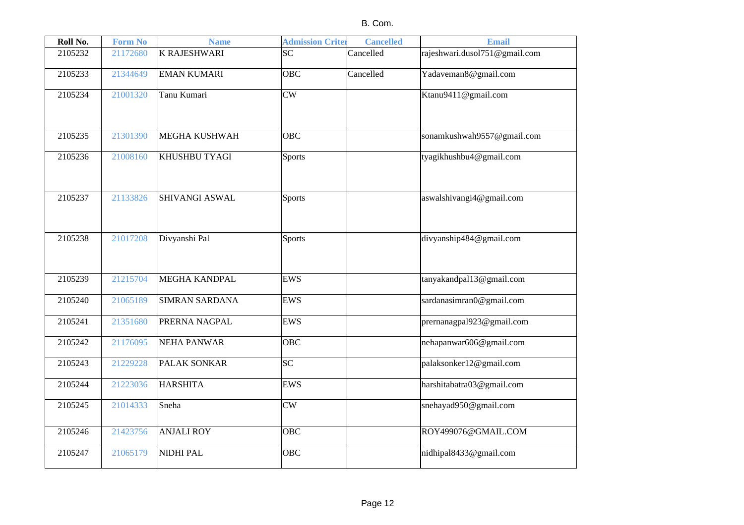B. Com.

| Roll No. | Form No | Name | Admission Criter | Cancelled | Email |
|---|---|---|---|---|---|
| 2105232 | 21172680 | K RAJESHWARI | SC | Cancelled | rajeshwari.dusol751@gmail.com |
| 2105233 | 21344649 | EMAN KUMARI | OBC | Cancelled | Yadaveman8@gmail.com |
| 2105234 | 21001320 | Tanu Kumari | CW | | Ktanu9411@gmail.com |
| 2105235 | 21301390 | MEGHA KUSHWAH | OBC | | sonamkushwah9557@gmail.com |
| 2105236 | 21008160 | KHUSHBU TYAGI | Sports | | tyagikhushbu4@gmail.com |
| 2105237 | 21133826 | SHIVANGI ASWAL | Sports | | aswalshivangi4@gmail.com |
| 2105238 | 21017208 | Divyanshi Pal | Sports | | divyanship484@gmail.com |
| 2105239 | 21215704 | MEGHA KANDPAL | EWS | | tanyakandpal13@gmail.com |
| 2105240 | 21065189 | SIMRAN SARDANA | EWS | | sardanasimran0@gmail.com |
| 2105241 | 21351680 | PRERNA NAGPAL | EWS | | prernanagpal923@gmail.com |
| 2105242 | 21176095 | NEHA PANWAR | OBC | | nehapanwar606@gmail.com |
| 2105243 | 21229228 | PALAK SONKAR | SC | | palaksonker12@gmail.com |
| 2105244 | 21223036 | HARSHITA | EWS | | harshitabatra03@gmail.com |
| 2105245 | 21014333 | Sneha | CW | | snehayad950@gmail.com |
| 2105246 | 21423756 | ANJALI ROY | OBC | | ROY499076@GMAIL.COM |
| 2105247 | 21065179 | NIDHI PAL | OBC | | nidhipal8433@gmail.com |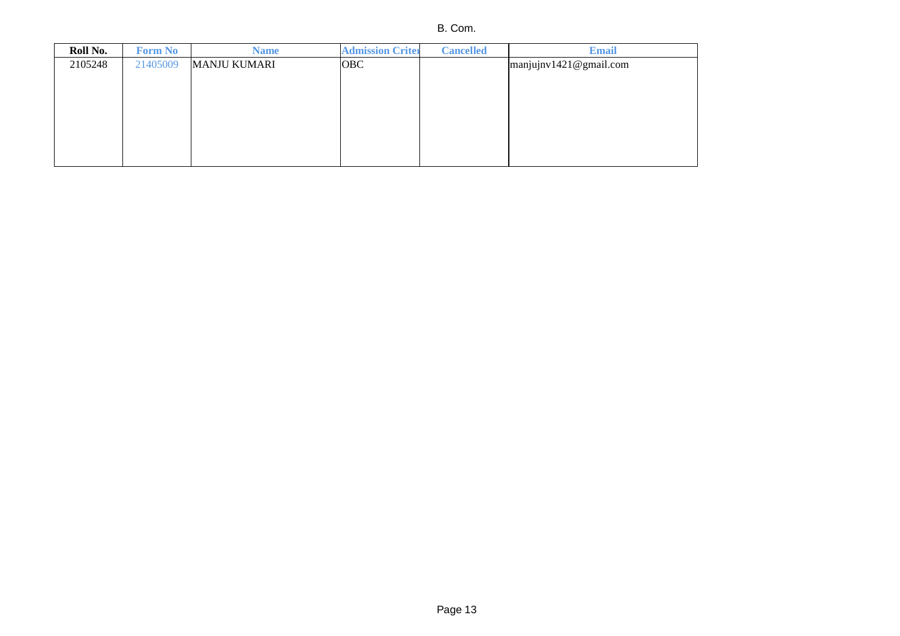B. Com.

| Roll No. | Form No | Name | Admission Criter | Cancelled | Email |
|---|---|---|---|---|---|
| 2105248 | 21405009 | MANJU KUMARI | OBC | | manjujnv1421@gmail.com |